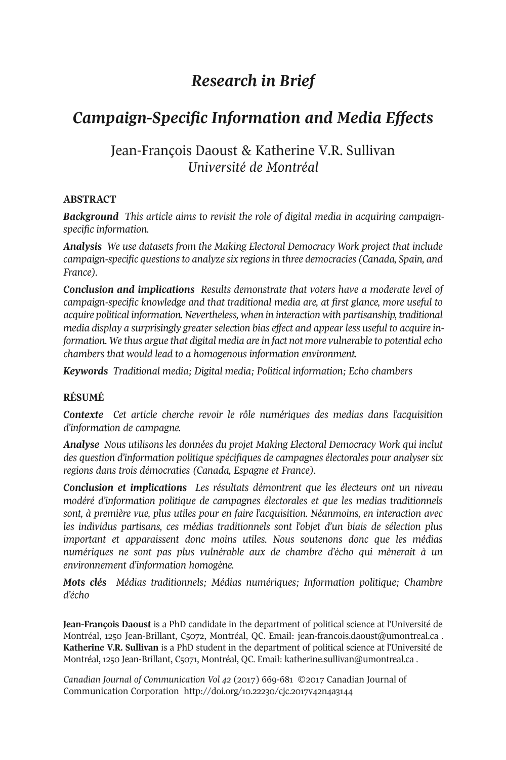# *Research in Brief*

# *Campaign-Specific Information and Media Effects*

Jean-François Daoust & Katherine V.R. Sullivan
*Université de Montréal*

## ABSTRACT

***Background*** *This article aims to revisit the role of digital media in acquiring campaign-specific information.*

***Analysis*** *We use datasets from the Making Electoral Democracy Work project that include campaign-specific questions to analyze six regions in three democracies (Canada, Spain, and France).*

***Conclusion and implications*** *Results demonstrate that voters have a moderate level of campaign-specific knowledge and that traditional media are, at first glance, more useful to acquire political information. Nevertheless, when in interaction with partisanship, traditional media display a surprisingly greater selection bias effect and appear less useful to acquire information. We thus argue that digital media are in fact not more vulnerable to potential echo chambers that would lead to a homogenous information environment.*

***Keywords*** *Traditional media; Digital media; Political information; Echo chambers*

## RÉSUMÉ

***Contexte*** *Cet article cherche revoir le rôle numériques des medias dans l'acquisition d'information de campagne.*

***Analyse*** *Nous utilisons les données du projet Making Electoral Democracy Work qui inclut des question d'information politique spécifiques de campagnes électorales pour analyser six regions dans trois démocraties (Canada, Espagne et France).*

***Conclusion et implications*** *Les résultats démontrent que les électeurs ont un niveau modéré d'information politique de campagnes électorales et que les medias traditionnels sont, à première vue, plus utiles pour en faire l'acquisition. Néanmoins, en interaction avec les individus partisans, ces médias traditionnels sont l'objet d'un biais de sélection plus important et apparaissent donc moins utiles. Nous soutenons donc que les médias numériques ne sont pas plus vulnérable aux de chambre d'écho qui mènerait à un environnement d'information homogène.*

***Mots clés*** *Médias traditionnels; Médias numériques; Information politique; Chambre d'écho*

**Jean-François Daoust** is a PhD candidate in the department of political science at l'Université de Montréal, 1250 Jean-Brillant, C5072, Montréal, QC. Email: jean-francois.daoust@umontreal.ca . **Katherine V.R. Sullivan** is a PhD student in the department of political science at l'Université de Montréal, 1250 Jean-Brillant, C5071, Montréal, QC. Email: katherine.sullivan@umontreal.ca .

*Canadian Journal of Communication Vol 42* (2017) 669-681 ©2017 Canadian Journal of Communication Corporation http://doi.org/10.22230/cjc.2017v42n4a3144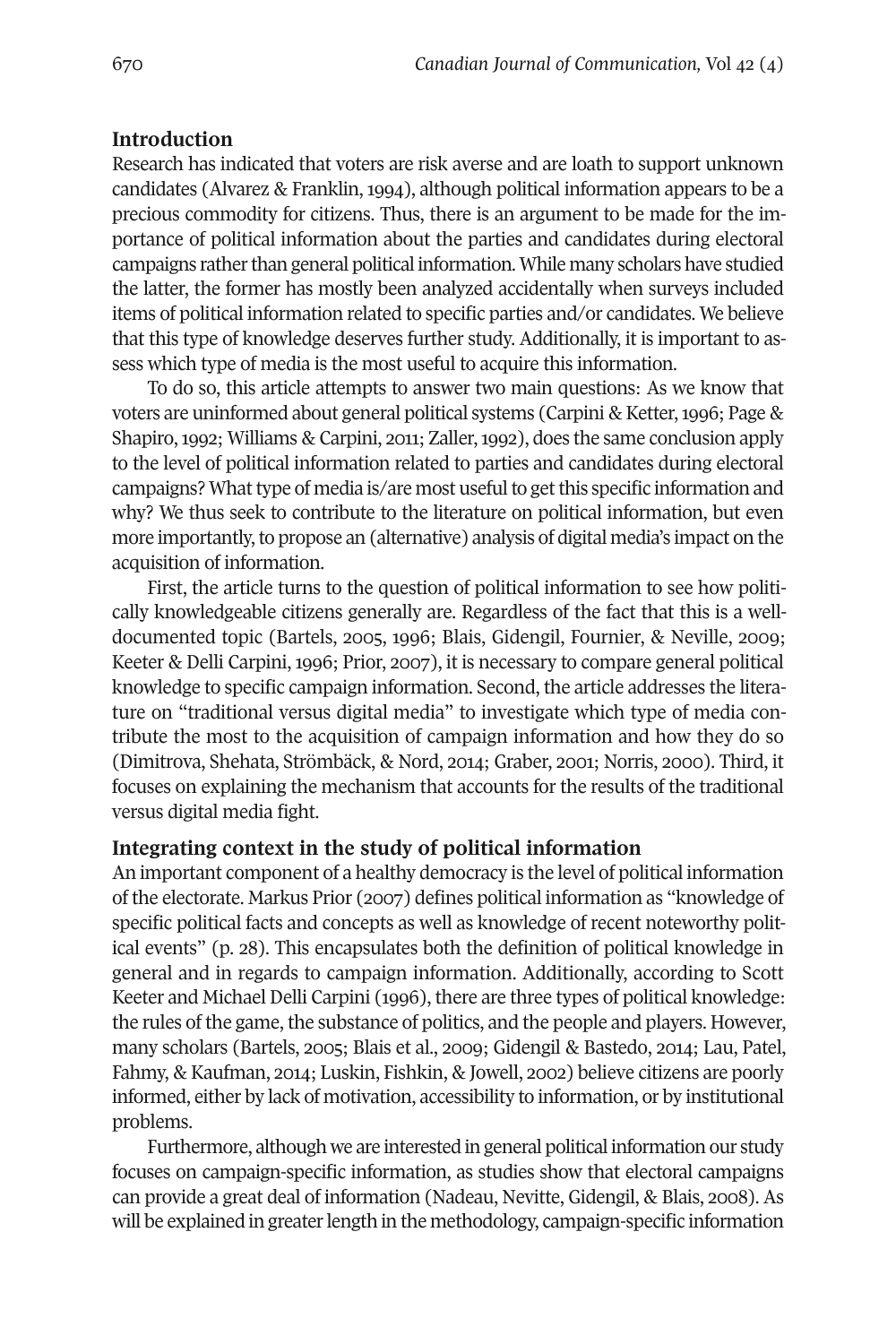## Introduction

Research has indicated that voters are risk averse and are loath to support unknown candidates (Alvarez & Franklin, 1994), although political information appears to be a precious commodity for citizens. Thus, there is an argument to be made for the importance of political information about the parties and candidates during electoral campaigns rather than general political information. While many scholars have studied the latter, the former has mostly been analyzed accidentally when surveys included items of political information related to specific parties and/or candidates. We believe that this type of knowledge deserves further study. Additionally, it is important to assess which type of media is the most useful to acquire this information.

To do so, this article attempts to answer two main questions: As we know that voters are uninformed about general political systems (Carpini & Ketter, 1996; Page & Shapiro, 1992; Williams & Carpini, 2011; Zaller, 1992), does the same conclusion apply to the level of political information related to parties and candidates during electoral campaigns? What type of media is/are most useful to get this specific information and why? We thus seek to contribute to the literature on political information, but even more importantly, to propose an (alternative) analysis of digital media's impact on the acquisition of information.

First, the article turns to the question of political information to see how politically knowledgeable citizens generally are. Regardless of the fact that this is a well-documented topic (Bartels, 2005, 1996; Blais, Gidengil, Fournier, & Neville, 2009; Keeter & Delli Carpini, 1996; Prior, 2007), it is necessary to compare general political knowledge to specific campaign information. Second, the article addresses the literature on "traditional versus digital media" to investigate which type of media contribute the most to the acquisition of campaign information and how they do so (Dimitrova, Shehata, Strömbäck, & Nord, 2014; Graber, 2001; Norris, 2000). Third, it focuses on explaining the mechanism that accounts for the results of the traditional versus digital media fight.

## Integrating context in the study of political information

An important component of a healthy democracy is the level of political information of the electorate. Markus Prior (2007) defines political information as "knowledge of specific political facts and concepts as well as knowledge of recent noteworthy political events" (p. 28). This encapsulates both the definition of political knowledge in general and in regards to campaign information. Additionally, according to Scott Keeter and Michael Delli Carpini (1996), there are three types of political knowledge: the rules of the game, the substance of politics, and the people and players. However, many scholars (Bartels, 2005; Blais et al., 2009; Gidengil & Bastedo, 2014; Lau, Patel, Fahmy, & Kaufman, 2014; Luskin, Fishkin, & Jowell, 2002) believe citizens are poorly informed, either by lack of motivation, accessibility to information, or by institutional problems.

Furthermore, although we are interested in general political information our study focuses on campaign-specific information, as studies show that electoral campaigns can provide a great deal of information (Nadeau, Nevitte, Gidengil, & Blais, 2008). As will be explained in greater length in the methodology, campaign-specific information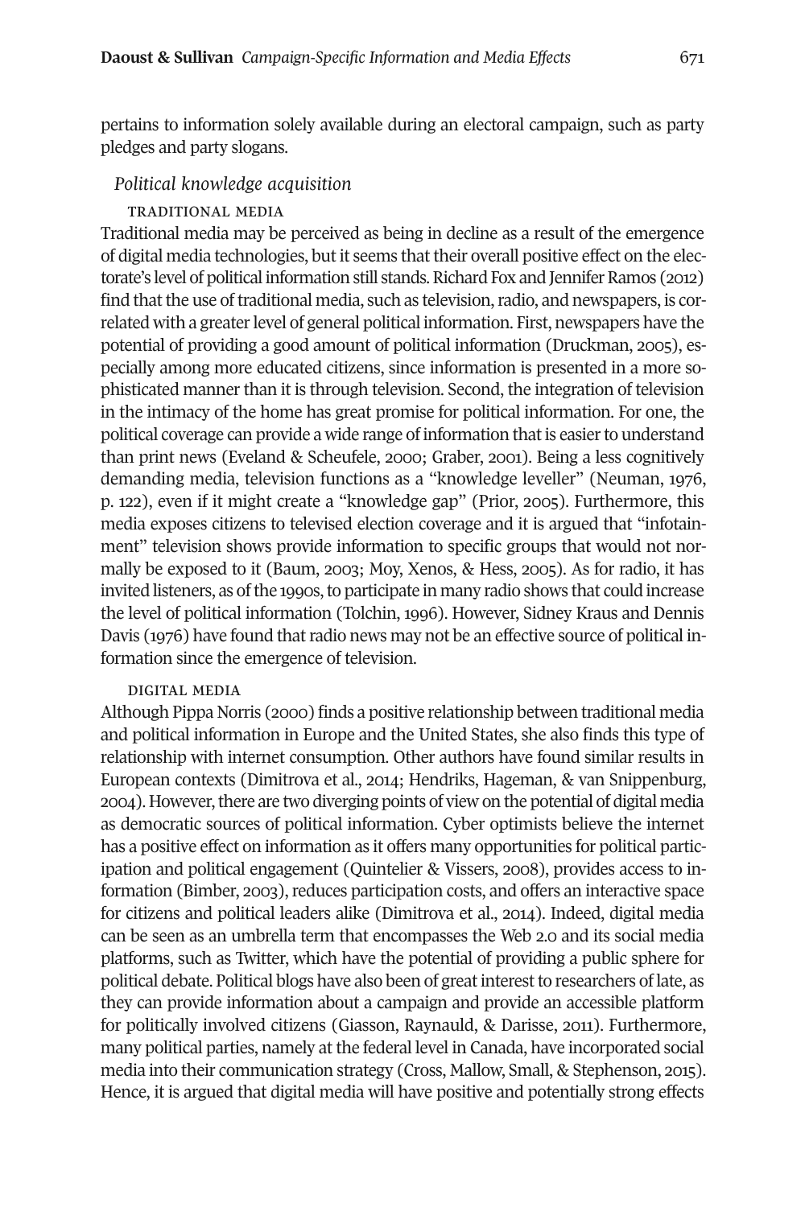pertains to information solely available during an electoral campaign, such as party pledges and party slogans.

### *Political knowledge acquisition*

#### TRADITIONAL MEDIA

Traditional media may be perceived as being in decline as a result of the emergence of digital media technologies, but it seems that their overall positive effect on the electorate's level of political information still stands. Richard Fox and Jennifer Ramos (2012) find that the use of traditional media, such as television, radio, and newspapers, is correlated with a greater level of general political information. First, newspapers have the potential of providing a good amount of political information (Druckman, 2005), especially among more educated citizens, since information is presented in a more sophisticated manner than it is through television. Second, the integration of television in the intimacy of the home has great promise for political information. For one, the political coverage can provide a wide range of information that is easier to understand than print news (Eveland & Scheufele, 2000; Graber, 2001). Being a less cognitively demanding media, television functions as a "knowledge leveller" (Neuman, 1976, p. 122), even if it might create a "knowledge gap" (Prior, 2005). Furthermore, this media exposes citizens to televised election coverage and it is argued that "infotainment" television shows provide information to specific groups that would not normally be exposed to it (Baum, 2003; Moy, Xenos, & Hess, 2005). As for radio, it has invited listeners, as of the 1990s, to participate in many radio shows that could increase the level of political information (Tolchin, 1996). However, Sidney Kraus and Dennis Davis (1976) have found that radio news may not be an effective source of political information since the emergence of television.

#### DIGITAL MEDIA

Although Pippa Norris (2000) finds a positive relationship between traditional media and political information in Europe and the United States, she also finds this type of relationship with internet consumption. Other authors have found similar results in European contexts (Dimitrova et al., 2014; Hendriks, Hageman, & van Snippenburg, 2004). However, there are two diverging points of view on the potential of digital media as democratic sources of political information. Cyber optimists believe the internet has a positive effect on information as it offers many opportunities for political participation and political engagement (Quintelier & Vissers, 2008), provides access to information (Bimber, 2003), reduces participation costs, and offers an interactive space for citizens and political leaders alike (Dimitrova et al., 2014). Indeed, digital media can be seen as an umbrella term that encompasses the Web 2.0 and its social media platforms, such as Twitter, which have the potential of providing a public sphere for political debate. Political blogs have also been of great interest to researchers of late, as they can provide information about a campaign and provide an accessible platform for politically involved citizens (Giasson, Raynauld, & Darisse, 2011). Furthermore, many political parties, namely at the federal level in Canada, have incorporated social media into their communication strategy (Cross, Mallow, Small, & Stephenson, 2015). Hence, it is argued that digital media will have positive and potentially strong effects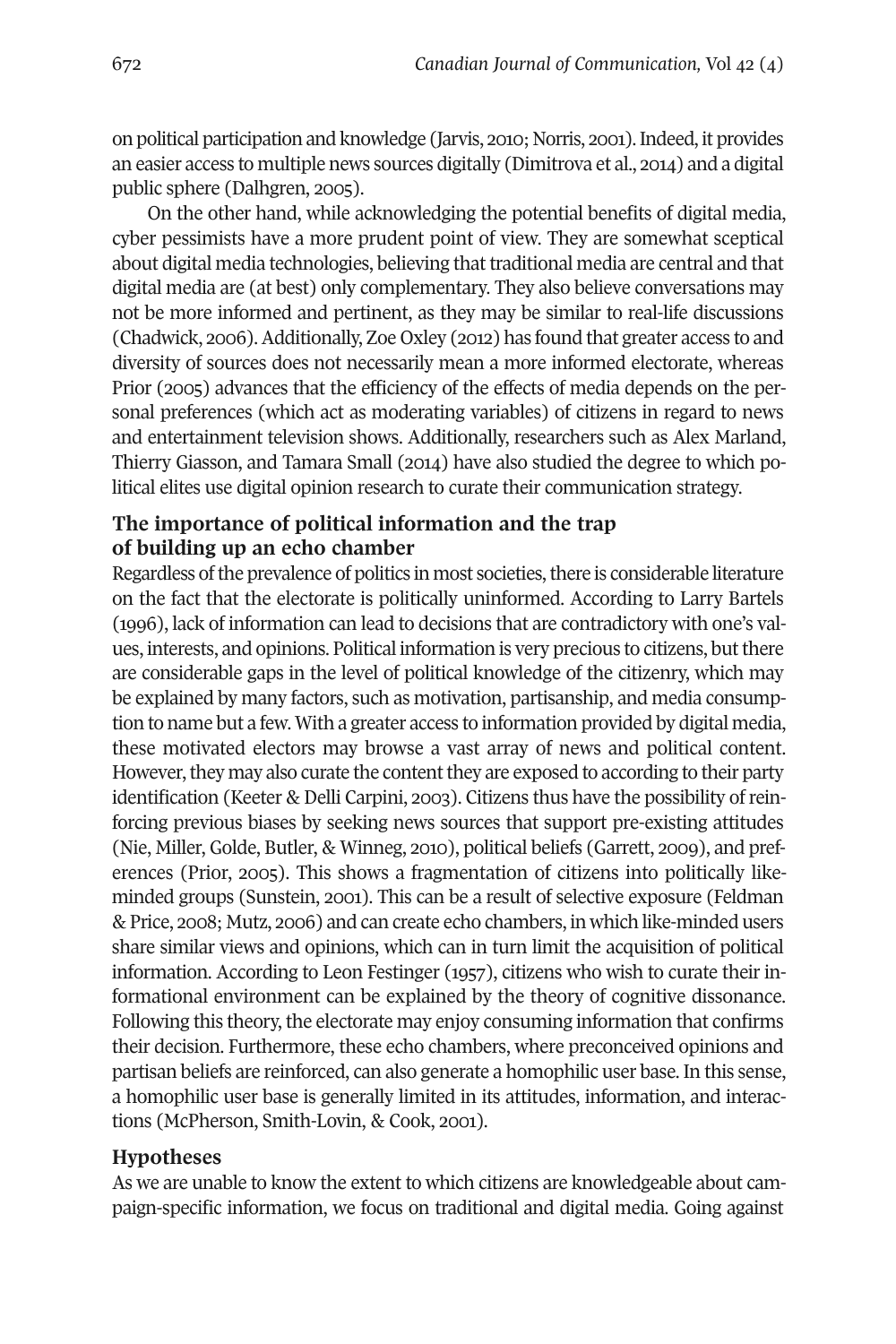on political participation and knowledge (Jarvis, 2010; Norris, 2001). Indeed, it provides an easier access to multiple news sources digitally (Dimitrova et al., 2014) and a digital public sphere (Dalhgren, 2005).

On the other hand, while acknowledging the potential benefits of digital media, cyber pessimists have a more prudent point of view. They are somewhat sceptical about digital media technologies, believing that traditional media are central and that digital media are (at best) only complementary. They also believe conversations may not be more informed and pertinent, as they may be similar to real-life discussions (Chadwick, 2006). Additionally, Zoe Oxley (2012) has found that greater access to and diversity of sources does not necessarily mean a more informed electorate, whereas Prior (2005) advances that the efficiency of the effects of media depends on the personal preferences (which act as moderating variables) of citizens in regard to news and entertainment television shows. Additionally, researchers such as Alex Marland, Thierry Giasson, and Tamara Small (2014) have also studied the degree to which political elites use digital opinion research to curate their communication strategy.

## The importance of political information and the trap of building up an echo chamber

Regardless of the prevalence of politics in most societies, there is considerable literature on the fact that the electorate is politically uninformed. According to Larry Bartels (1996), lack of information can lead to decisions that are contradictory with one's values, interests, and opinions. Political information is very precious to citizens, but there are considerable gaps in the level of political knowledge of the citizenry, which may be explained by many factors, such as motivation, partisanship, and media consumption to name but a few. With a greater access to information provided by digital media, these motivated electors may browse a vast array of news and political content. However, they may also curate the content they are exposed to according to their party identification (Keeter & Delli Carpini, 2003). Citizens thus have the possibility of reinforcing previous biases by seeking news sources that support pre-existing attitudes (Nie, Miller, Golde, Butler, & Winneg, 2010), political beliefs (Garrett, 2009), and preferences (Prior, 2005). This shows a fragmentation of citizens into politically like-minded groups (Sunstein, 2001). This can be a result of selective exposure (Feldman & Price, 2008; Mutz, 2006) and can create echo chambers, in which like-minded users share similar views and opinions, which can in turn limit the acquisition of political information. According to Leon Festinger (1957), citizens who wish to curate their informational environment can be explained by the theory of cognitive dissonance. Following this theory, the electorate may enjoy consuming information that confirms their decision. Furthermore, these echo chambers, where preconceived opinions and partisan beliefs are reinforced, can also generate a homophilic user base. In this sense, a homophilic user base is generally limited in its attitudes, information, and interactions (McPherson, Smith-Lovin, & Cook, 2001).

## Hypotheses

As we are unable to know the extent to which citizens are knowledgeable about campaign-specific information, we focus on traditional and digital media. Going against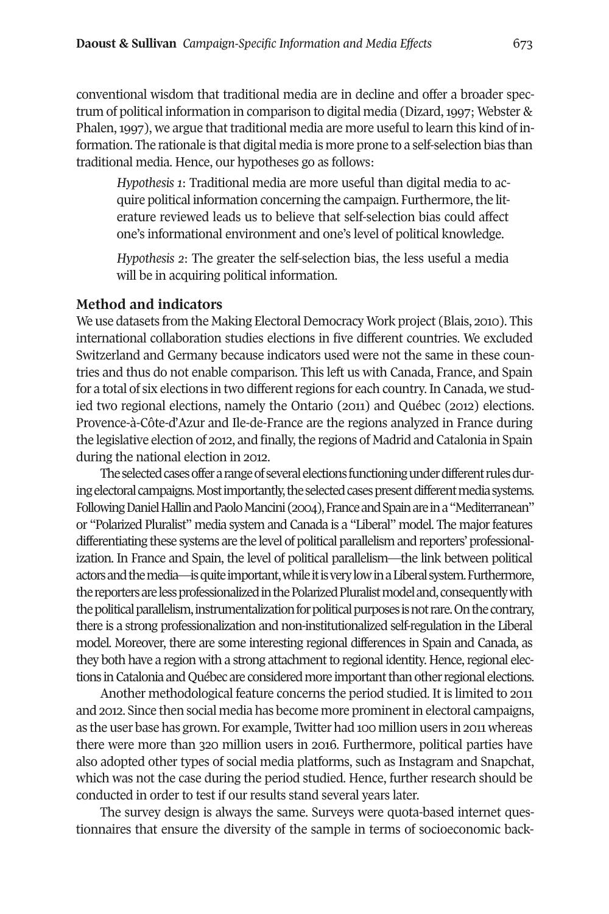conventional wisdom that traditional media are in decline and offer a broader spectrum of political information in comparison to digital media (Dizard, 1997; Webster & Phalen, 1997), we argue that traditional media are more useful to learn this kind of information. The rationale is that digital media is more prone to a self-selection bias than traditional media. Hence, our hypotheses go as follows:

> *Hypothesis 1*: Traditional media are more useful than digital media to acquire political information concerning the campaign. Furthermore, the literature reviewed leads us to believe that self-selection bias could affect one's informational environment and one's level of political knowledge.
>
> *Hypothesis 2*: The greater the self-selection bias, the less useful a media will be in acquiring political information.

## Method and indicators

We use datasets from the Making Electoral Democracy Work project (Blais, 2010). This international collaboration studies elections in five different countries. We excluded Switzerland and Germany because indicators used were not the same in these countries and thus do not enable comparison. This left us with Canada, France, and Spain for a total of six elections in two different regions for each country. In Canada, we studied two regional elections, namely the Ontario (2011) and Québec (2012) elections. Provence-à-Côte-d'Azur and Ile-de-France are the regions analyzed in France during the legislative election of 2012, and finally, the regions of Madrid and Catalonia in Spain during the national election in 2012.

The selected cases offer a range of several elections functioning under different rules during electoral campaigns. Most importantly, the selected cases present different media systems. Following Daniel Hallin and Paolo Mancini (2004), France and Spain are in a "Mediterranean" or "Polarized Pluralist" media system and Canada is a "Liberal" model. The major features differentiating these systems are the level of political parallelism and reporters' professionalization. In France and Spain, the level of political parallelism—the link between political actors and the media—is quite important, while it is very low in a Liberal system. Furthermore, the reporters are less professionalized in the Polarized Pluralist model and, consequently with the political parallelism, instrumentalization for political purposes is not rare. On the contrary, there is a strong professionalization and non-institutionalized self-regulation in the Liberal model. Moreover, there are some interesting regional differences in Spain and Canada, as they both have a region with a strong attachment to regional identity. Hence, regional elections in Catalonia and Québec are considered more important than other regional elections.

Another methodological feature concerns the period studied. It is limited to 2011 and 2012. Since then social media has become more prominent in electoral campaigns, as the user base has grown. For example, Twitter had 100 million users in 2011 whereas there were more than 320 million users in 2016. Furthermore, political parties have also adopted other types of social media platforms, such as Instagram and Snapchat, which was not the case during the period studied. Hence, further research should be conducted in order to test if our results stand several years later.

The survey design is always the same. Surveys were quota-based internet questionnaires that ensure the diversity of the sample in terms of socioeconomic back-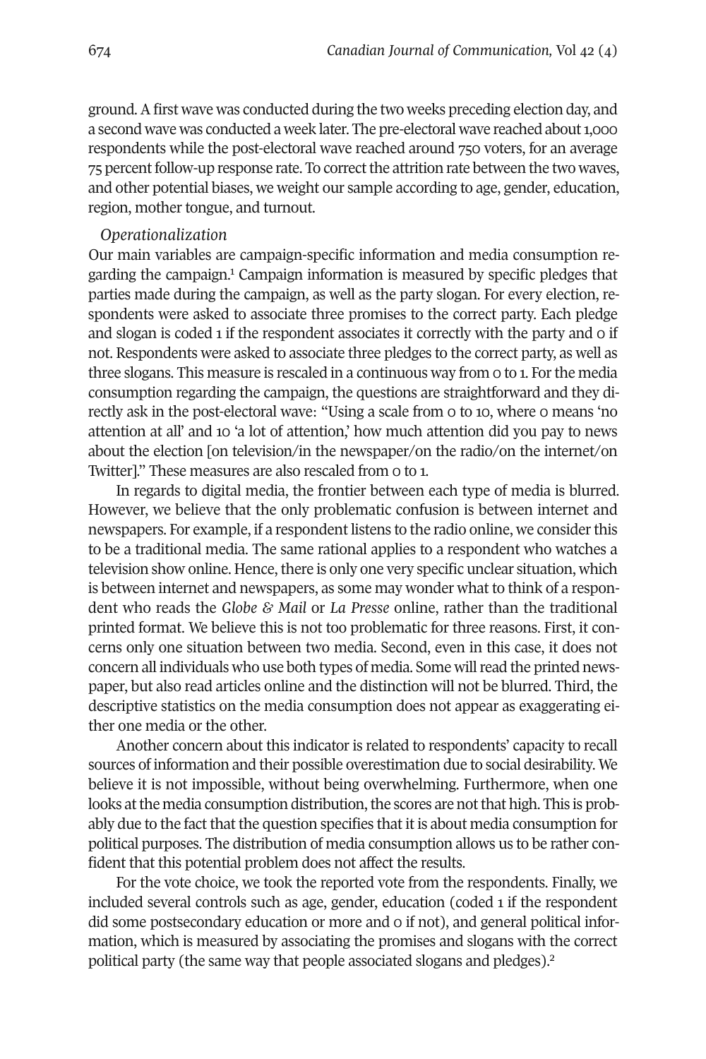ground. A first wave was conducted during the two weeks preceding election day, and a second wave was conducted a week later. The pre-electoral wave reached about 1,000 respondents while the post-electoral wave reached around 750 voters, for an average 75 percent follow-up response rate. To correct the attrition rate between the two waves, and other potential biases, we weight our sample according to age, gender, education, region, mother tongue, and turnout.

*Operationalization*

Our main variables are campaign-specific information and media consumption regarding the campaign.[1] Campaign information is measured by specific pledges that parties made during the campaign, as well as the party slogan. For every election, respondents were asked to associate three promises to the correct party. Each pledge and slogan is coded 1 if the respondent associates it correctly with the party and 0 if not. Respondents were asked to associate three pledges to the correct party, as well as three slogans. This measure is rescaled in a continuous way from 0 to 1. For the media consumption regarding the campaign, the questions are straightforward and they directly ask in the post-electoral wave: "Using a scale from 0 to 10, where 0 means 'no attention at all' and 10 'a lot of attention,' how much attention did you pay to news about the election [on television/in the newspaper/on the radio/on the internet/on Twitter]." These measures are also rescaled from 0 to 1.

In regards to digital media, the frontier between each type of media is blurred. However, we believe that the only problematic confusion is between internet and newspapers. For example, if a respondent listens to the radio online, we consider this to be a traditional media. The same rational applies to a respondent who watches a television show online. Hence, there is only one very specific unclear situation, which is between internet and newspapers, as some may wonder what to think of a respondent who reads the *Globe & Mail* or *La Presse* online, rather than the traditional printed format. We believe this is not too problematic for three reasons. First, it concerns only one situation between two media. Second, even in this case, it does not concern all individuals who use both types of media. Some will read the printed newspaper, but also read articles online and the distinction will not be blurred. Third, the descriptive statistics on the media consumption does not appear as exaggerating either one media or the other.

Another concern about this indicator is related to respondents' capacity to recall sources of information and their possible overestimation due to social desirability. We believe it is not impossible, without being overwhelming. Furthermore, when one looks at the media consumption distribution, the scores are not that high. This is probably due to the fact that the question specifies that it is about media consumption for political purposes. The distribution of media consumption allows us to be rather confident that this potential problem does not affect the results.

For the vote choice, we took the reported vote from the respondents. Finally, we included several controls such as age, gender, education (coded 1 if the respondent did some postsecondary education or more and 0 if not), and general political information, which is measured by associating the promises and slogans with the correct political party (the same way that people associated slogans and pledges).[2]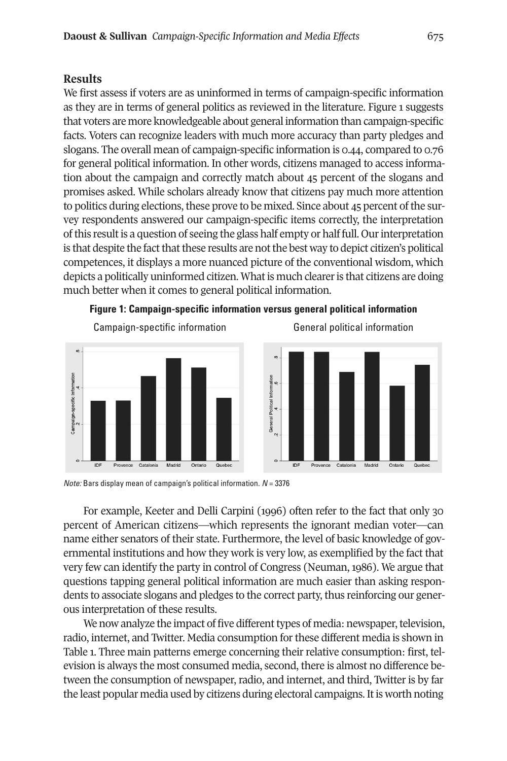## Results

We first assess if voters are as uninformed in terms of campaign-specific information as they are in terms of general politics as reviewed in the literature. Figure 1 suggests that voters are more knowledgeable about general information than campaign-specific facts. Voters can recognize leaders with much more accuracy than party pledges and slogans. The overall mean of campaign-specific information is 0.44, compared to 0.76 for general political information. In other words, citizens managed to access information about the campaign and correctly match about 45 percent of the slogans and promises asked. While scholars already know that citizens pay much more attention to politics during elections, these prove to be mixed. Since about 45 percent of the survey respondents answered our campaign-specific items correctly, the interpretation of this result is a question of seeing the glass half empty or half full. Our interpretation is that despite the fact that these results are not the best way to depict citizen's political competences, it displays a more nuanced picture of the conventional wisdom, which depicts a politically uninformed citizen. What is much clearer is that citizens are doing much better when it comes to general political information.

**Figure 1: Campaign-specific information versus general political information**

*Note:* Bars display mean of campaign's political information. *N* = 3376

For example, Keeter and Delli Carpini (1996) often refer to the fact that only 30 percent of American citizens—which represents the ignorant median voter—can name either senators of their state. Furthermore, the level of basic knowledge of governmental institutions and how they work is very low, as exemplified by the fact that very few can identify the party in control of Congress (Neuman, 1986). We argue that questions tapping general political information are much easier than asking respondents to associate slogans and pledges to the correct party, thus reinforcing our generous interpretation of these results.

We now analyze the impact of five different types of media: newspaper, television, radio, internet, and Twitter. Media consumption for these different media is shown in Table 1. Three main patterns emerge concerning their relative consumption: first, television is always the most consumed media, second, there is almost no difference between the consumption of newspaper, radio, and internet, and third, Twitter is by far the least popular media used by citizens during electoral campaigns. It is worth noting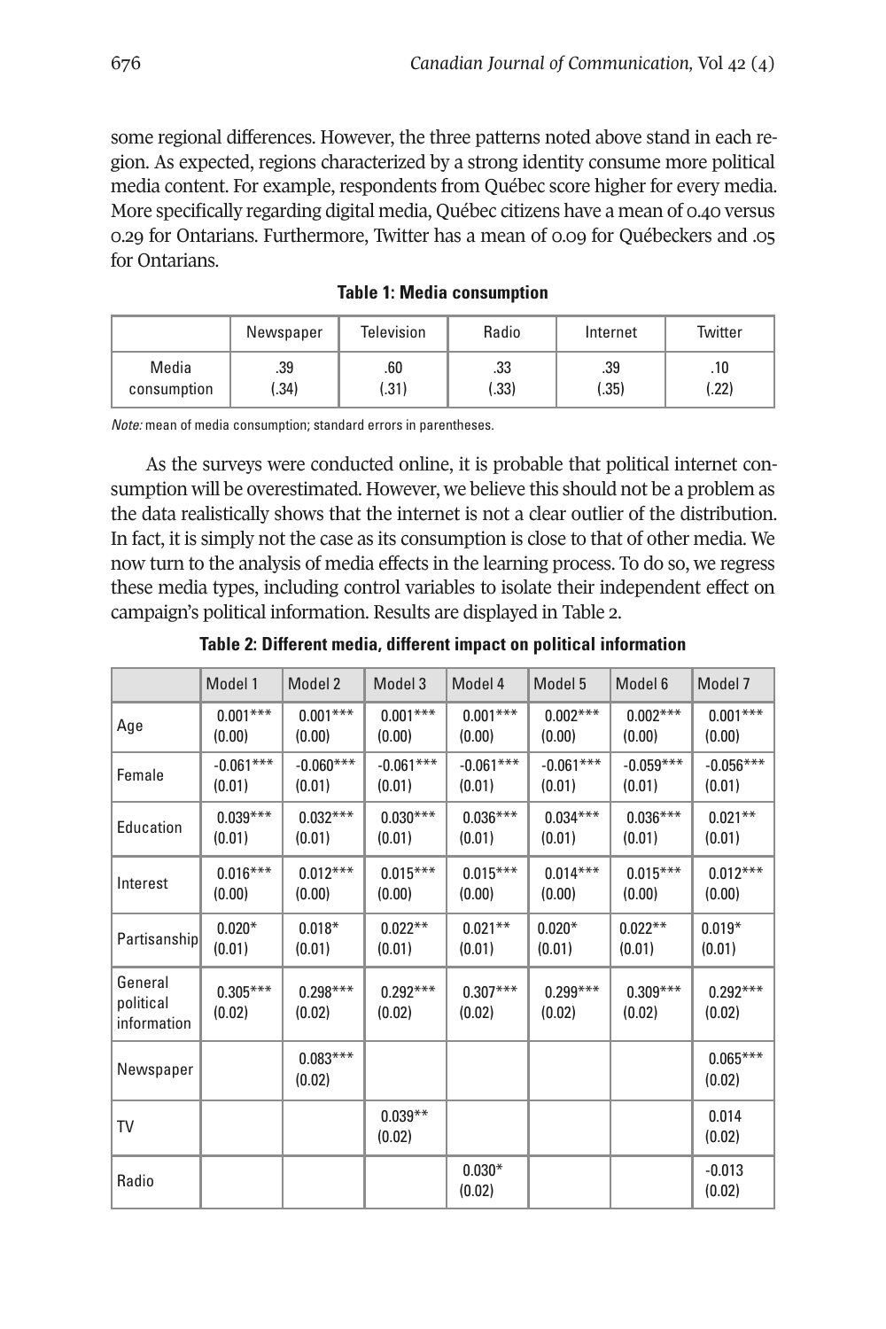some regional differences. However, the three patterns noted above stand in each region. As expected, regions characterized by a strong identity consume more political media content. For example, respondents from Québec score higher for every media. More specifically regarding digital media, Québec citizens have a mean of 0.40 versus 0.29 for Ontarians. Furthermore, Twitter has a mean of 0.09 for Québeckers and .05 for Ontarians.

**Table 1: Media consumption**

| | Newspaper | Television | Radio | Internet | Twitter |
|---|---|---|---|---|---|
| Media consumption | .39 (.34) | .60 (.31) | .33 (.33) | .39 (.35) | .10 (.22) |

*Note:* mean of media consumption; standard errors in parentheses.

As the surveys were conducted online, it is probable that political internet consumption will be overestimated. However, we believe this should not be a problem as the data realistically shows that the internet is not a clear outlier of the distribution. In fact, it is simply not the case as its consumption is close to that of other media. We now turn to the analysis of media effects in the learning process. To do so, we regress these media types, including control variables to isolate their independent effect on campaign's political information. Results are displayed in Table 2.

**Table 2: Different media, different impact on political information**

| | Model 1 | Model 2 | Model 3 | Model 4 | Model 5 | Model 6 | Model 7 |
|---|---|---|---|---|---|---|---|
| Age | 0.001*** (0.00) | 0.001*** (0.00) | 0.001*** (0.00) | 0.001*** (0.00) | 0.002*** (0.00) | 0.002*** (0.00) | 0.001*** (0.00) |
| Female | -0.061*** (0.01) | -0.060*** (0.01) | -0.061*** (0.01) | -0.061*** (0.01) | -0.061*** (0.01) | -0.059*** (0.01) | -0.056*** (0.01) |
| Education | 0.039*** (0.01) | 0.032*** (0.01) | 0.030*** (0.01) | 0.036*** (0.01) | 0.034*** (0.01) | 0.036*** (0.01) | 0.021** (0.01) |
| Interest | 0.016*** (0.00) | 0.012*** (0.00) | 0.015*** (0.00) | 0.015*** (0.00) | 0.014*** (0.00) | 0.015*** (0.00) | 0.012*** (0.00) |
| Partisanship | 0.020* (0.01) | 0.018* (0.01) | 0.022** (0.01) | 0.021** (0.01) | 0.020* (0.01) | 0.022** (0.01) | 0.019* (0.01) |
| General political information | 0.305*** (0.02) | 0.298*** (0.02) | 0.292*** (0.02) | 0.307*** (0.02) | 0.299*** (0.02) | 0.309*** (0.02) | 0.292*** (0.02) |
| Newspaper | | 0.083*** (0.02) | | | | | 0.065*** (0.02) |
| TV | | | 0.039** (0.02) | | | | 0.014 (0.02) |
| Radio | | | | 0.030* (0.02) | | | -0.013 (0.02) |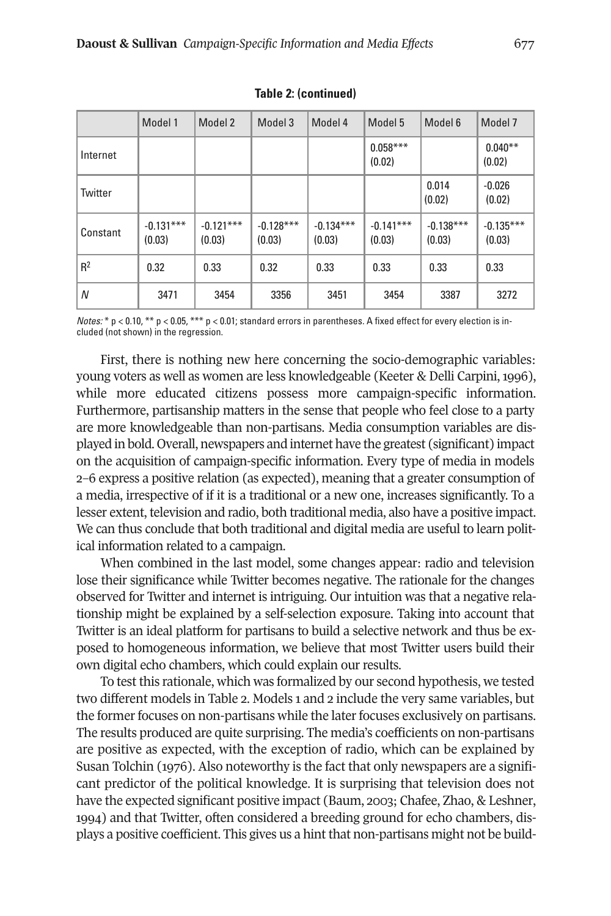**Table 2: (continued)**

| | Model 1 | Model 2 | Model 3 | Model 4 | Model 5 | Model 6 | Model 7 |
|---|---|---|---|---|---|---|---|
| Internet | | | | | 0.058*** (0.02) | | 0.040** (0.02) |
| Twitter | | | | | | 0.014 (0.02) | -0.026 (0.02) |
| Constant | -0.131*** (0.03) | -0.121*** (0.03) | -0.128*** (0.03) | -0.134*** (0.03) | -0.141*** (0.03) | -0.138*** (0.03) | -0.135*** (0.03) |
| $R^2$ | 0.32 | 0.33 | 0.32 | 0.33 | 0.33 | 0.33 | 0.33 |
| *N* | 3471 | 3454 | 3356 | 3451 | 3454 | 3387 | 3272 |

*Notes:* * $p < 0.10$, ** $p < 0.05$, *** $p < 0.01$; standard errors in parentheses. A fixed effect for every election is included (not shown) in the regression.

First, there is nothing new here concerning the socio-demographic variables: young voters as well as women are less knowledgeable (Keeter & Delli Carpini, 1996), while more educated citizens possess more campaign-specific information. Furthermore, partisanship matters in the sense that people who feel close to a party are more knowledgeable than non-partisans. Media consumption variables are displayed in bold. Overall, newspapers and internet have the greatest (significant) impact on the acquisition of campaign-specific information. Every type of media in models 2–6 express a positive relation (as expected), meaning that a greater consumption of a media, irrespective of if it is a traditional or a new one, increases significantly. To a lesser extent, television and radio, both traditional media, also have a positive impact. We can thus conclude that both traditional and digital media are useful to learn political information related to a campaign.

When combined in the last model, some changes appear: radio and television lose their significance while Twitter becomes negative. The rationale for the changes observed for Twitter and internet is intriguing. Our intuition was that a negative relationship might be explained by a self-selection exposure. Taking into account that Twitter is an ideal platform for partisans to build a selective network and thus be exposed to homogeneous information, we believe that most Twitter users build their own digital echo chambers, which could explain our results.

To test this rationale, which was formalized by our second hypothesis, we tested two different models in Table 2. Models 1 and 2 include the very same variables, but the former focuses on non-partisans while the later focuses exclusively on partisans. The results produced are quite surprising. The media's coefficients on non-partisans are positive as expected, with the exception of radio, which can be explained by Susan Tolchin (1976). Also noteworthy is the fact that only newspapers are a significant predictor of the political knowledge. It is surprising that television does not have the expected significant positive impact (Baum, 2003; Chafee, Zhao, & Leshner, 1994) and that Twitter, often considered a breeding ground for echo chambers, displays a positive coefficient. This gives us a hint that non-partisans might not be build-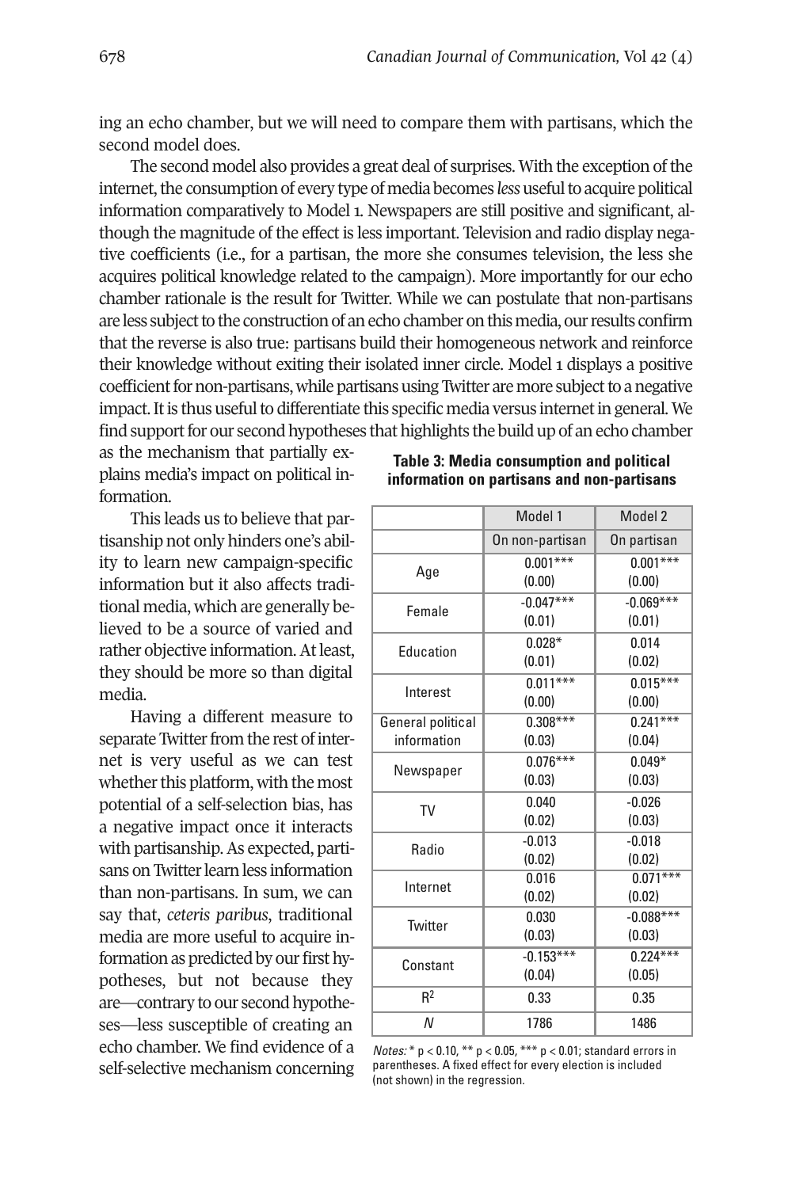ing an echo chamber, but we will need to compare them with partisans, which the second model does.

The second model also provides a great deal of surprises. With the exception of the internet, the consumption of every type of media becomes *less* useful to acquire political information comparatively to Model 1. Newspapers are still positive and significant, although the magnitude of the effect is less important. Television and radio display negative coefficients (i.e., for a partisan, the more she consumes television, the less she acquires political knowledge related to the campaign). More importantly for our echo chamber rationale is the result for Twitter. While we can postulate that non-partisans are less subject to the construction of an echo chamber on this media, our results confirm that the reverse is also true: partisans build their homogeneous network and reinforce their knowledge without exiting their isolated inner circle. Model 1 displays a positive coefficient for non-partisans, while partisans using Twitter are more subject to a negative impact. It is thus useful to differentiate this specific media versus internet in general. We find support for our second hypotheses that highlights the build up of an echo chamber as the mechanism that partially explains media's impact on political information.

This leads us to believe that partisanship not only hinders one's ability to learn new campaign-specific information but it also affects traditional media, which are generally believed to be a source of varied and rather objective information. At least, they should be more so than digital media.

Having a different measure to separate Twitter from the rest of internet is very useful as we can test whether this platform, with the most potential of a self-selection bias, has a negative impact once it interacts with partisanship. As expected, partisans on Twitter learn less information than non-partisans. In sum, we can say that, *ceteris paribus*, traditional media are more useful to acquire information as predicted by our first hypotheses, but not because they are—contrary to our second hypotheses—less susceptible of creating an echo chamber. We find evidence of a self-selective mechanism concerning

**Table 3: Media consumption and political information on partisans and non-partisans**

| | Model 1 | Model 2 |
|---|---|---|
| | On non-partisan | On partisan |
| Age | 0.001*** (0.00) | 0.001*** (0.00) |
| Female | -0.047*** (0.01) | -0.069*** (0.01) |
| Education | 0.028* (0.01) | 0.014 (0.02) |
| Interest | 0.011*** (0.00) | 0.015*** (0.00) |
| General political information | 0.308*** (0.03) | 0.241*** (0.04) |
| Newspaper | 0.076*** (0.03) | 0.049* (0.03) |
| TV | 0.040 (0.02) | -0.026 (0.03) |
| Radio | -0.013 (0.02) | -0.018 (0.02) |
| Internet | 0.016 (0.02) | 0.071*** (0.02) |
| Twitter | 0.030 (0.03) | -0.088*** (0.03) |
| Constant | -0.153*** (0.04) | 0.224*** (0.05) |
| $R^2$ | 0.33 | 0.35 |
| *N* | 1786 | 1486 |

*Notes:* * $p < 0.10$, ** $p < 0.05$, *** $p < 0.01$; standard errors in parentheses. A fixed effect for every election is included (not shown) in the regression.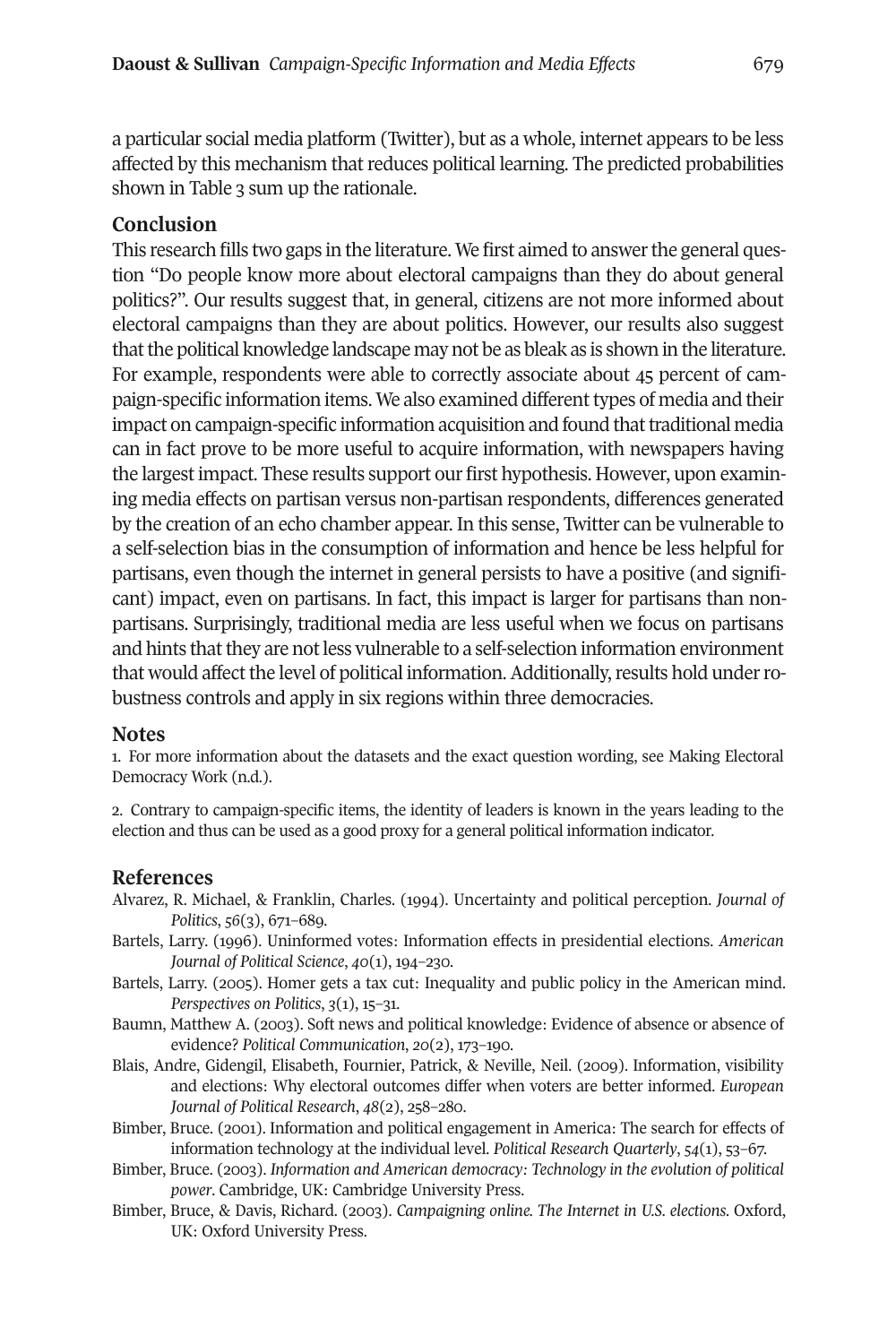a particular social media platform (Twitter), but as a whole, internet appears to be less affected by this mechanism that reduces political learning. The predicted probabilities shown in Table 3 sum up the rationale.

## Conclusion

This research fills two gaps in the literature. We first aimed to answer the general question "Do people know more about electoral campaigns than they do about general politics?". Our results suggest that, in general, citizens are not more informed about electoral campaigns than they are about politics. However, our results also suggest that the political knowledge landscape may not be as bleak as is shown in the literature. For example, respondents were able to correctly associate about 45 percent of campaign-specific information items. We also examined different types of media and their impact on campaign-specific information acquisition and found that traditional media can in fact prove to be more useful to acquire information, with newspapers having the largest impact. These results support our first hypothesis. However, upon examining media effects on partisan versus non-partisan respondents, differences generated by the creation of an echo chamber appear. In this sense, Twitter can be vulnerable to a self-selection bias in the consumption of information and hence be less helpful for partisans, even though the internet in general persists to have a positive (and significant) impact, even on partisans. In fact, this impact is larger for partisans than non-partisans. Surprisingly, traditional media are less useful when we focus on partisans and hints that they are not less vulnerable to a self-selection information environment that would affect the level of political information. Additionally, results hold under robustness controls and apply in six regions within three democracies.

## Notes

1. For more information about the datasets and the exact question wording, see Making Electoral Democracy Work (n.d.).

2. Contrary to campaign-specific items, the identity of leaders is known in the years leading to the election and thus can be used as a good proxy for a general political information indicator.

## References

Alvarez, R. Michael, & Franklin, Charles. (1994). Uncertainty and political perception. *Journal of Politics*, *56*(3), 671–689.

Bartels, Larry. (1996). Uninformed votes: Information effects in presidential elections. *American Journal of Political Science*, *40*(1), 194–230.

Bartels, Larry. (2005). Homer gets a tax cut: Inequality and public policy in the American mind. *Perspectives on Politics*, *3*(1), 15–31.

Baumn, Matthew A. (2003). Soft news and political knowledge: Evidence of absence or absence of evidence? *Political Communication*, *20*(2), 173–190.

Blais, Andre, Gidengil, Elisabeth, Fournier, Patrick, & Neville, Neil. (2009). Information, visibility and elections: Why electoral outcomes differ when voters are better informed. *European Journal of Political Research*, *48*(2), 258–280.

Bimber, Bruce. (2001). Information and political engagement in America: The search for effects of information technology at the individual level. *Political Research Quarterly*, *54*(1), 53–67.

Bimber, Bruce. (2003). *Information and American democracy: Technology in the evolution of political power*. Cambridge, UK: Cambridge University Press.

Bimber, Bruce, & Davis, Richard. (2003). *Campaigning online. The Internet in U.S. elections*. Oxford, UK: Oxford University Press.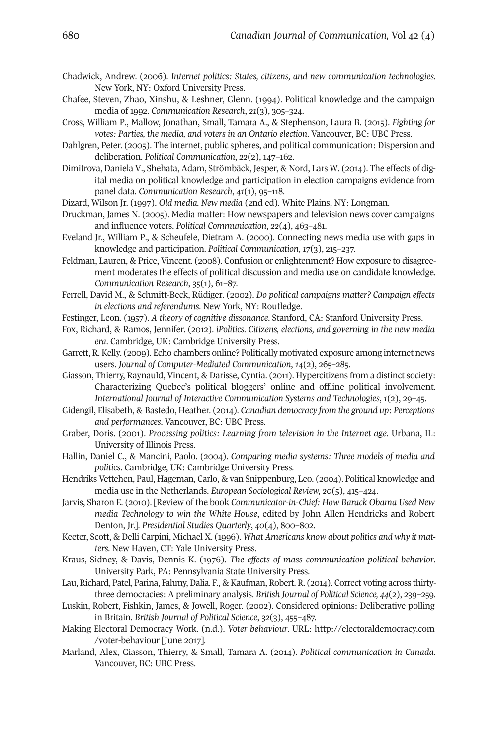Chadwick, Andrew. (2006). *Internet politics: States, citizens, and new communication technologies*. New York, NY: Oxford University Press.

Chafee, Steven, Zhao, Xinshu, & Leshner, Glenn. (1994). Political knowledge and the campaign media of 1992. *Communication Research*, *21*(3), 305–324.

Cross, William P., Mallow, Jonathan, Small, Tamara A., & Stephenson, Laura B. (2015). *Fighting for votes: Parties, the media, and voters in an Ontario election*. Vancouver, BC: UBC Press.

Dahlgren, Peter. (2005). The internet, public spheres, and political communication: Dispersion and deliberation. *Political Communication*, *22*(2), 147–162.

Dimitrova, Daniela V., Shehata, Adam, Strömbäck, Jesper, & Nord, Lars W. (2014). The effects of digital media on political knowledge and participation in election campaigns evidence from panel data. *Communication Research*, *41*(1), 95–118.

Dizard, Wilson Jr. (1997). *Old media. New media* (2nd ed). White Plains, NY: Longman.

Druckman, James N. (2005). Media matter: How newspapers and television news cover campaigns and influence voters. *Political Communication*, *22*(4), 463–481.

Eveland Jr., William P., & Scheufele, Dietram A. (2000). Connecting news media use with gaps in knowledge and participation. *Political Communication*, *17*(3), 215–237.

Feldman, Lauren, & Price, Vincent. (2008). Confusion or enlightenment? How exposure to disagreement moderates the effects of political discussion and media use on candidate knowledge. *Communication Research*, *35*(1), 61–87.

Ferrell, David M., & Schmitt-Beck, Rüdiger. (2002). *Do political campaigns matter? Campaign effects in elections and referendums*. New York, NY: Routledge.

Festinger, Leon. (1957). *A theory of cognitive dissonance*. Stanford, CA: Stanford University Press.

Fox, Richard, & Ramos, Jennifer. (2012). *iPolitics. Citizens, elections, and governing in the new media era*. Cambridge, UK: Cambridge University Press.

Garrett, R. Kelly. (2009). Echo chambers online? Politically motivated exposure among internet news users. *Journal of Computer-Mediated Communication*, *14*(2), 265–285.

Giasson, Thierry, Raynauld, Vincent, & Darisse, Cyntia. (2011). Hypercitizens from a distinct society: Characterizing Quebec's political bloggers' online and offline political involvement. *International Journal of Interactive Communication Systems and Technologies*, *1*(2), 29–45.

Gidengil, Elisabeth, & Bastedo, Heather. (2014). *Canadian democracy from the ground up: Perceptions and performances*. Vancouver, BC: UBC Press.

Graber, Doris. (2001). *Processing politics: Learning from television in the Internet age*. Urbana, IL: University of Illinois Press.

Hallin, Daniel C., & Mancini, Paolo. (2004). *Comparing media systems: Three models of media and politics*. Cambridge, UK: Cambridge University Press.

Hendriks Vettehen, Paul, Hageman, Carlo, & van Snippenburg, Leo. (2004). Political knowledge and media use in the Netherlands. *European Sociological Review, 20*(5), 415–424.

Jarvis, Sharon E. (2010). [Review of the book *Communicator-in-Chief: How Barack Obama Used New media Technology to win the White House*, edited by John Allen Hendricks and Robert Denton, Jr.]. *Presidential Studies Quarterly*, *40*(4), 800–802.

Keeter, Scott, & Delli Carpini, Michael X. (1996). *What Americans know about politics and why it matters*. New Haven, CT: Yale University Press.

Kraus, Sidney, & Davis, Dennis K. (1976). *The effects of mass communication political behavior*. University Park, PA: Pennsylvania State University Press.

Lau, Richard, Patel, Parina, Fahmy, Dalia. F., & Kaufman, Robert. R. (2014). Correct voting across thirty-three democracies: A preliminary analysis. *British Journal of Political Science, 44*(2), 239–259.

Luskin, Robert, Fishkin, James, & Jowell, Roger. (2002). Considered opinions: Deliberative polling in Britain. *British Journal of Political Science*, *32*(3), 455–487.

Making Electoral Democracy Work. (n.d.). *Voter behaviour*. URL: http://electoraldemocracy.com/voter-behaviour [June 2017].

Marland, Alex, Giasson, Thierry, & Small, Tamara A. (2014). *Political communication in Canada*. Vancouver, BC: UBC Press.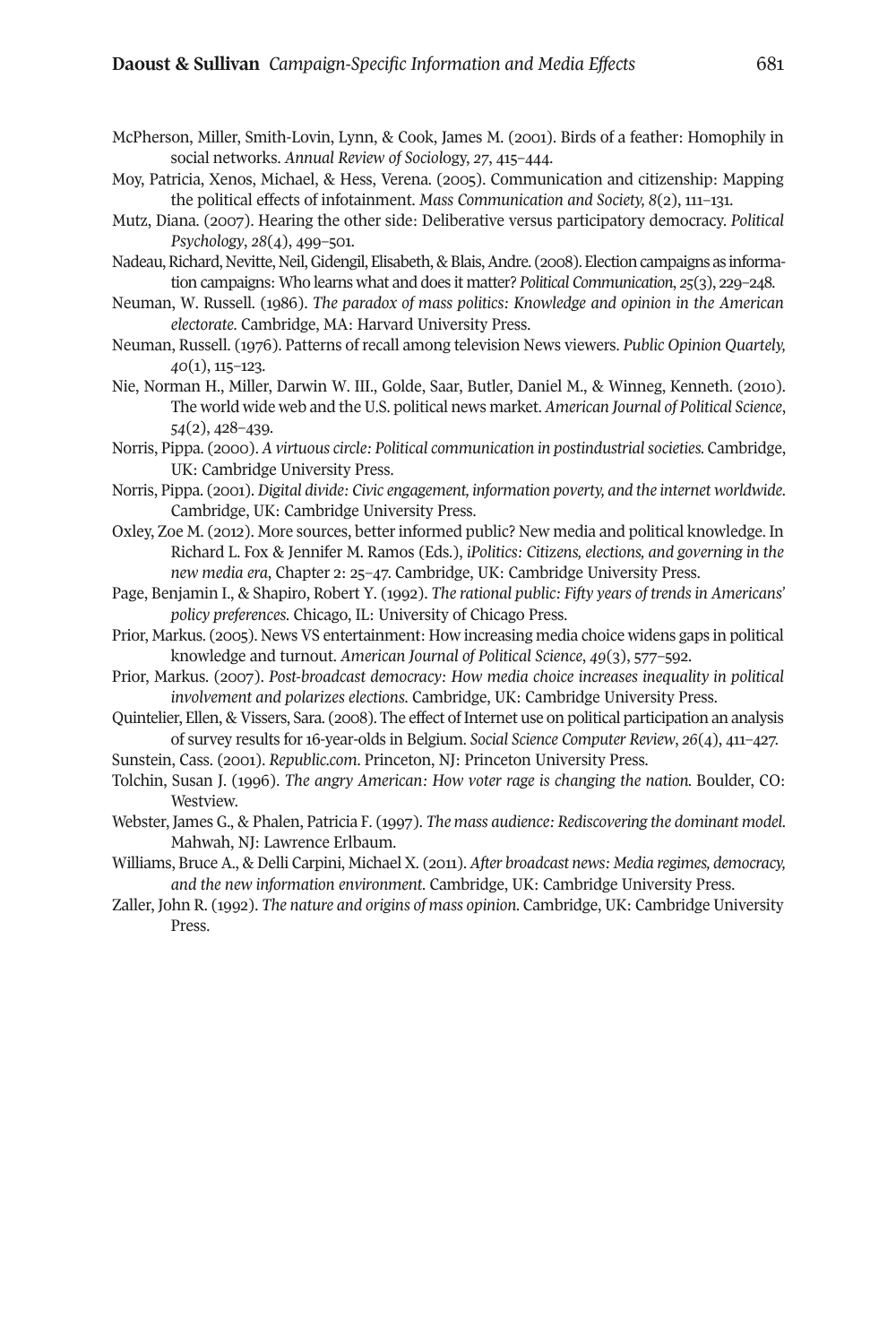McPherson, Miller, Smith-Lovin, Lynn, & Cook, James M. (2001). Birds of a feather: Homophily in social networks. *Annual Review of Sociology*, *27*, 415–444.

Moy, Patricia, Xenos, Michael, & Hess, Verena. (2005). Communication and citizenship: Mapping the political effects of infotainment. *Mass Communication and Society, 8*(2), 111–131.

Mutz, Diana. (2007). Hearing the other side: Deliberative versus participatory democracy. *Political Psychology*, *28*(4), 499–501.

Nadeau, Richard, Nevitte, Neil, Gidengil, Elisabeth, & Blais, Andre. (2008). Election campaigns as information campaigns: Who learns what and does it matter? *Political Communication*, *25*(3), 229–248.

Neuman, W. Russell. (1986). *The paradox of mass politics: Knowledge and opinion in the American electorate*. Cambridge, MA: Harvard University Press.

Neuman, Russell. (1976). Patterns of recall among television News viewers. *Public Opinion Quartely, 40*(1), 115–123.

Nie, Norman H., Miller, Darwin W. III., Golde, Saar, Butler, Daniel M., & Winneg, Kenneth. (2010). The world wide web and the U.S. political news market. *American Journal of Political Science*, *54*(2), 428–439.

Norris, Pippa. (2000). *A virtuous circle: Political communication in postindustrial societies.* Cambridge, UK: Cambridge University Press.

Norris, Pippa. (2001). *Digital divide: Civic engagement, information poverty, and the internet worldwide.* Cambridge, UK: Cambridge University Press.

Oxley, Zoe M. (2012). More sources, better informed public? New media and political knowledge. In Richard L. Fox & Jennifer M. Ramos (Eds.), *iPolitics: Citizens, elections, and governing in the new media era*, Chapter 2: 25–47. Cambridge, UK: Cambridge University Press.

Page, Benjamin I., & Shapiro, Robert Y. (1992). *The rational public: Fifty years of trends in Americans' policy preferences.* Chicago, IL: University of Chicago Press.

Prior, Markus. (2005). News VS entertainment: How increasing media choice widens gaps in political knowledge and turnout. *American Journal of Political Science*, *49*(3), 577–592.

Prior, Markus. (2007). *Post-broadcast democracy: How media choice increases inequality in political involvement and polarizes elections.* Cambridge, UK: Cambridge University Press.

Quintelier, Ellen, & Vissers, Sara. (2008). The effect of Internet use on political participation an analysis of survey results for 16-year-olds in Belgium. *Social Science Computer Review*, *26*(4), 411–427.

Sunstein, Cass. (2001). *Republic.com.* Princeton, NJ: Princeton University Press.

Tolchin, Susan J. (1996). *The angry American: How voter rage is changing the nation.* Boulder, CO: Westview.

Webster, James G., & Phalen, Patricia F. (1997). *The mass audience: Rediscovering the dominant model.* Mahwah, NJ: Lawrence Erlbaum.

Williams, Bruce A., & Delli Carpini, Michael X. (2011). *After broadcast news: Media regimes, democracy, and the new information environment.* Cambridge, UK: Cambridge University Press.

Zaller, John R. (1992). *The nature and origins of mass opinion.* Cambridge, UK: Cambridge University Press.